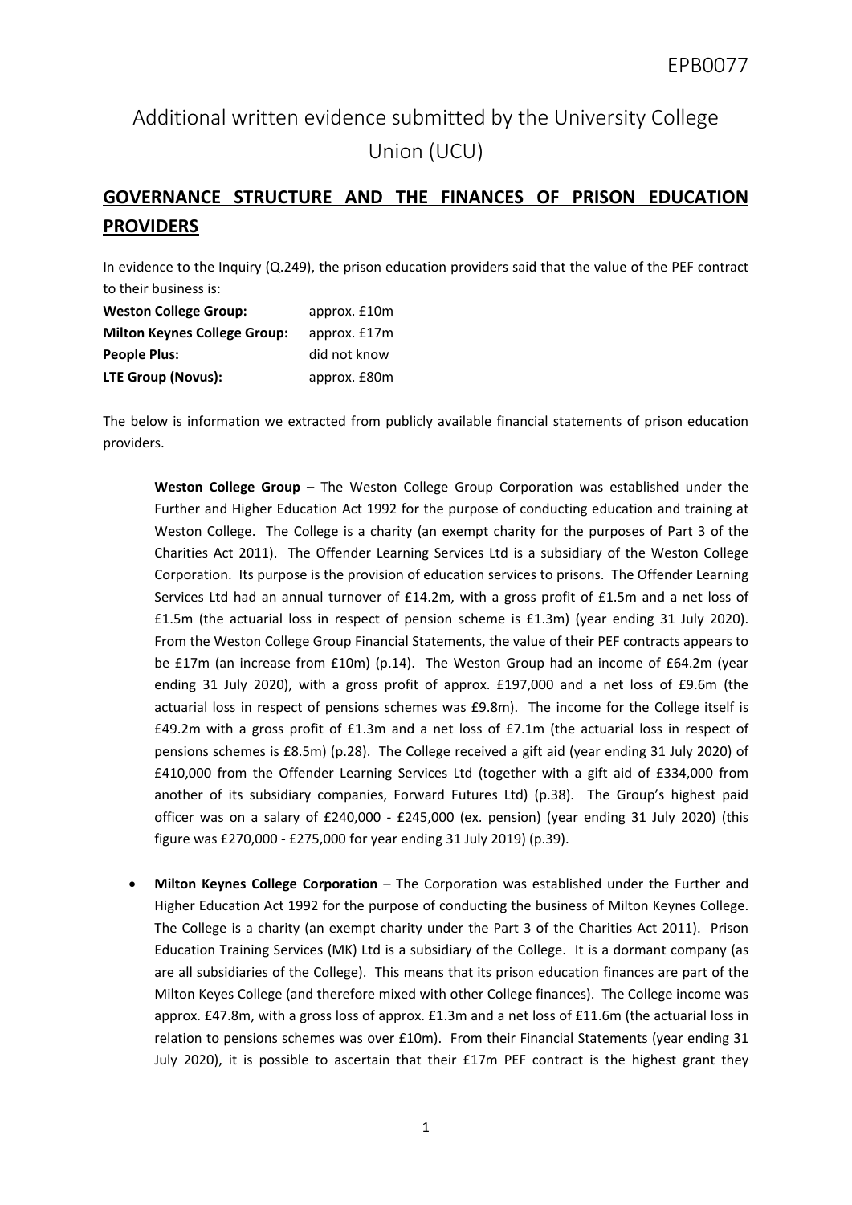# Additional written evidence submitted by the University College Union (UCU)

## GOVERNANCE STRUCTURE AND THE FINANCES OF PRISON EDUCATION PROVIDERS

In evidence to the Inquiry (Q.249), the prison education providers said that the value of the PEF contract to their business is:

| | |
|---|---|
| **Weston College Group:** | approx. £10m |
| **Milton Keynes College Group:** | approx. £17m |
| **People Plus:** | did not know |
| **LTE Group (Novus):** | approx. £80m |

The below is information we extracted from publicly available financial statements of prison education providers.

**Weston College Group** – The Weston College Group Corporation was established under the Further and Higher Education Act 1992 for the purpose of conducting education and training at Weston College. The College is a charity (an exempt charity for the purposes of Part 3 of the Charities Act 2011). The Offender Learning Services Ltd is a subsidiary of the Weston College Corporation. Its purpose is the provision of education services to prisons. The Offender Learning Services Ltd had an annual turnover of £14.2m, with a gross profit of £1.5m and a net loss of £1.5m (the actuarial loss in respect of pension scheme is £1.3m) (year ending 31 July 2020). From the Weston College Group Financial Statements, the value of their PEF contracts appears to be £17m (an increase from £10m) (p.14). The Weston Group had an income of £64.2m (year ending 31 July 2020), with a gross profit of approx. £197,000 and a net loss of £9.6m (the actuarial loss in respect of pensions schemes was £9.8m). The income for the College itself is £49.2m with a gross profit of £1.3m and a net loss of £7.1m (the actuarial loss in respect of pensions schemes is £8.5m) (p.28). The College received a gift aid (year ending 31 July 2020) of £410,000 from the Offender Learning Services Ltd (together with a gift aid of £334,000 from another of its subsidiary companies, Forward Futures Ltd) (p.38). The Group's highest paid officer was on a salary of £240,000 - £245,000 (ex. pension) (year ending 31 July 2020) (this figure was £270,000 - £275,000 for year ending 31 July 2019) (p.39).

- **Milton Keynes College Corporation** – The Corporation was established under the Further and Higher Education Act 1992 for the purpose of conducting the business of Milton Keynes College. The College is a charity (an exempt charity under the Part 3 of the Charities Act 2011). Prison Education Training Services (MK) Ltd is a subsidiary of the College. It is a dormant company (as are all subsidiaries of the College). This means that its prison education finances are part of the Milton Keyes College (and therefore mixed with other College finances). The College income was approx. £47.8m, with a gross loss of approx. £1.3m and a net loss of £11.6m (the actuarial loss in relation to pensions schemes was over £10m). From their Financial Statements (year ending 31 July 2020), it is possible to ascertain that their £17m PEF contract is the highest grant they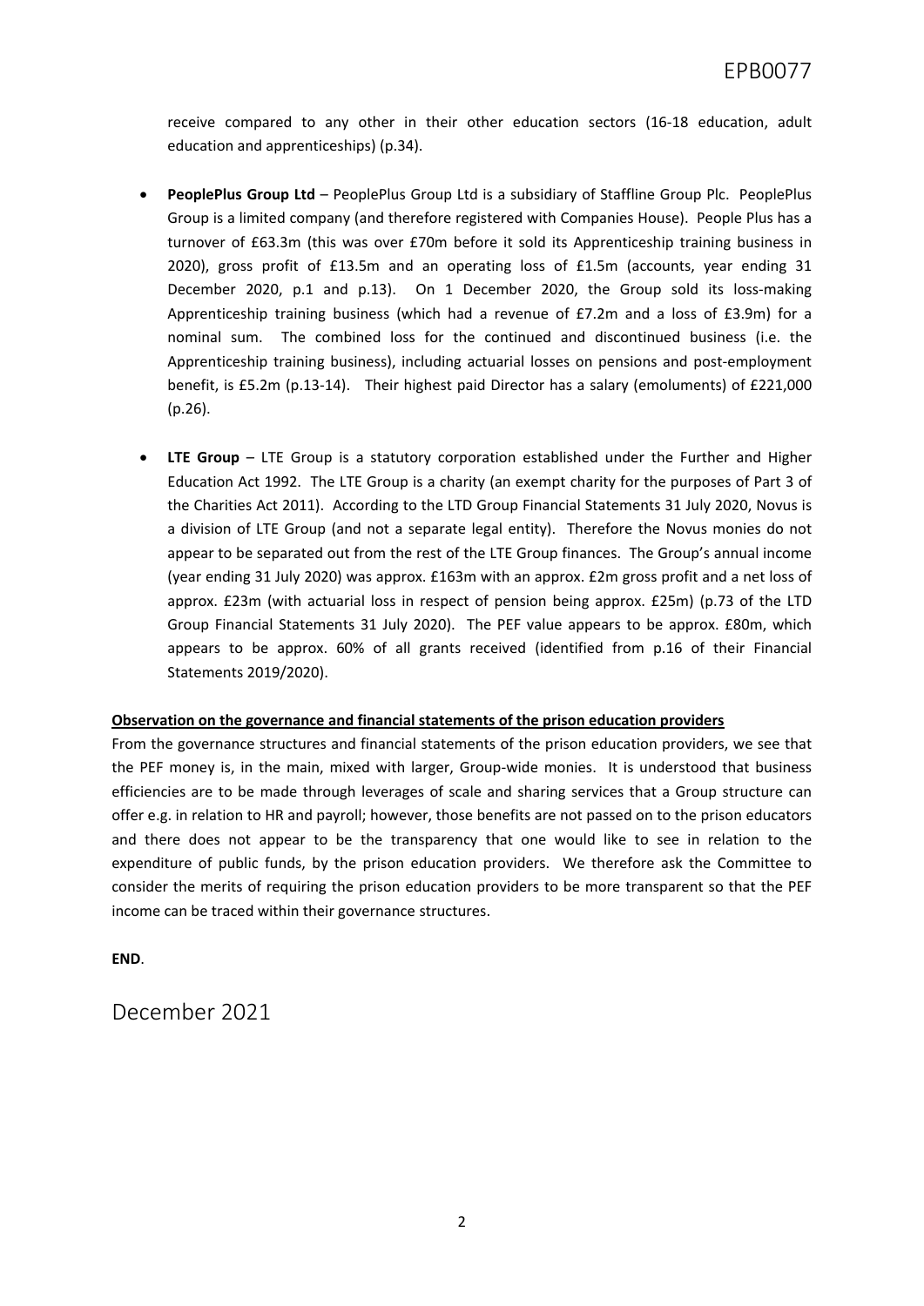receive compared to any other in their other education sectors (16-18 education, adult education and apprenticeships) (p.34).

- **PeoplePlus Group Ltd** – PeoplePlus Group Ltd is a subsidiary of Staffline Group Plc. PeoplePlus Group is a limited company (and therefore registered with Companies House). People Plus has a turnover of £63.3m (this was over £70m before it sold its Apprenticeship training business in 2020), gross profit of £13.5m and an operating loss of £1.5m (accounts, year ending 31 December 2020, p.1 and p.13). On 1 December 2020, the Group sold its loss-making Apprenticeship training business (which had a revenue of £7.2m and a loss of £3.9m) for a nominal sum. The combined loss for the continued and discontinued business (i.e. the Apprenticeship training business), including actuarial losses on pensions and post-employment benefit, is £5.2m (p.13-14). Their highest paid Director has a salary (emoluments) of £221,000 (p.26).

- **LTE Group** – LTE Group is a statutory corporation established under the Further and Higher Education Act 1992. The LTE Group is a charity (an exempt charity for the purposes of Part 3 of the Charities Act 2011). According to the LTD Group Financial Statements 31 July 2020, Novus is a division of LTE Group (and not a separate legal entity). Therefore the Novus monies do not appear to be separated out from the rest of the LTE Group finances. The Group's annual income (year ending 31 July 2020) was approx. £163m with an approx. £2m gross profit and a net loss of approx. £23m (with actuarial loss in respect of pension being approx. £25m) (p.73 of the LTD Group Financial Statements 31 July 2020). The PEF value appears to be approx. £80m, which appears to be approx. 60% of all grants received (identified from p.16 of their Financial Statements 2019/2020).

**Observation on the governance and financial statements of the prison education providers**

From the governance structures and financial statements of the prison education providers, we see that the PEF money is, in the main, mixed with larger, Group-wide monies. It is understood that business efficiencies are to be made through leverages of scale and sharing services that a Group structure can offer e.g. in relation to HR and payroll; however, those benefits are not passed on to the prison educators and there does not appear to be the transparency that one would like to see in relation to the expenditure of public funds, by the prison education providers. We therefore ask the Committee to consider the merits of requiring the prison education providers to be more transparent so that the PEF income can be traced within their governance structures.

**END**.

December 2021